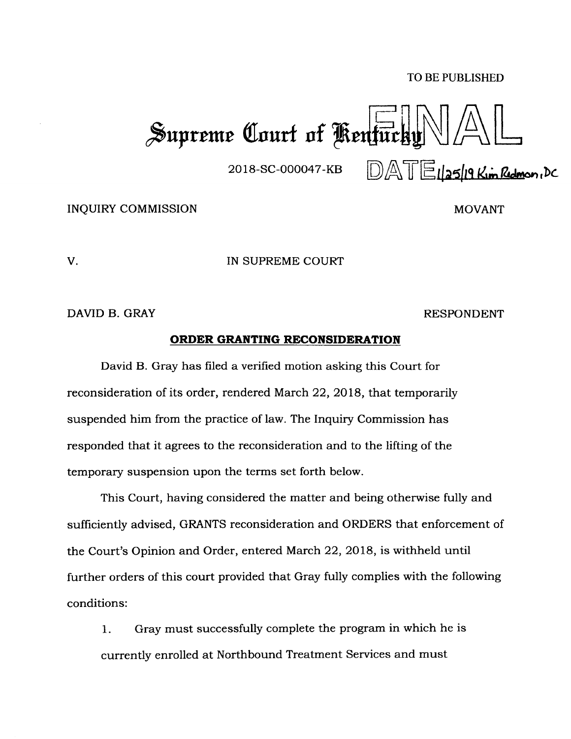TO BE PUBLISHED

# Supreme Court of Kentucky

2018-SC-000047-KB

FINAL DATE 1/25/19 Kim Redmon, DC

INQUIRY COMMISSION MOVANT

V. IN SUPREME COURT

DAVID B. GRAY RESPONDENT

**ORDER GRANTING RECONSIDERATION**

David B. Gray has filed a verified motion asking this Court for reconsideration of its order, rendered March 22, 2018, that temporarily suspended him from the practice of law. The Inquiry Commission has responded that it agrees to the reconsideration and to the lifting of the temporary suspension upon the terms set forth below.

This Court, having considered the matter and being otherwise fully and sufficiently advised, GRANTS reconsideration and ORDERS that enforcement of the Court's Opinion and Order, entered March 22, 2018, is withheld until further orders of this court provided that Gray fully complies with the following conditions:

1. Gray must successfully complete the program in which he is currently enrolled at Northbound Treatment Services and must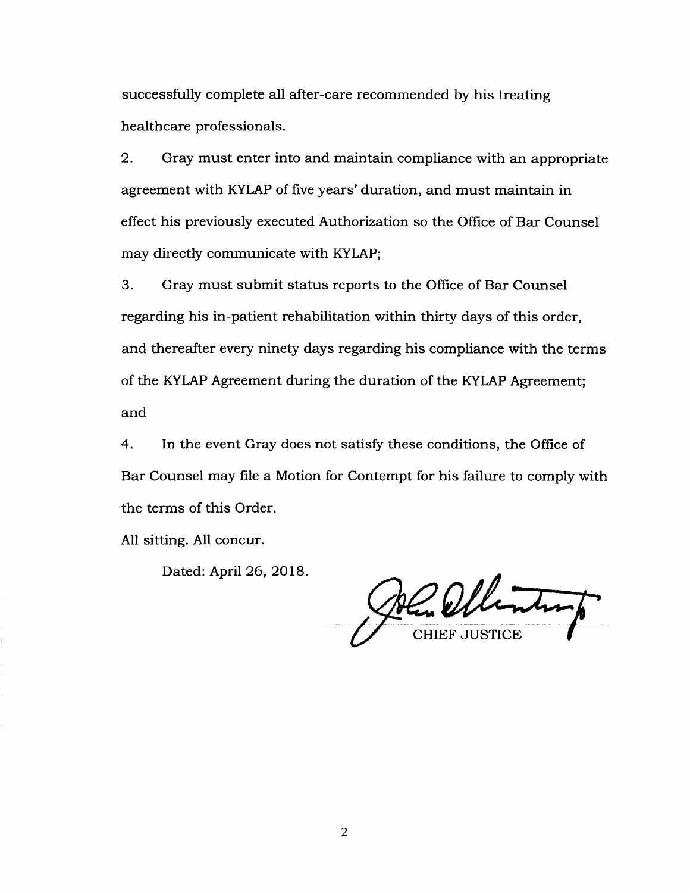successfully complete all after-care recommended by his treating healthcare professionals.

2. Gray must enter into and maintain compliance with an appropriate agreement with KYLAP of five years' duration, and must maintain in effect his previously executed Authorization so the Office of Bar Counsel may directly communicate with KYLAP;

3. Gray must submit status reports to the Office of Bar Counsel regarding his in-patient rehabilitation within thirty days of this order, and thereafter every ninety days regarding his compliance with the terms of the KYLAP Agreement during the duration of the KYLAP Agreement; and

4. In the event Gray does not satisfy these conditions, the Office of Bar Counsel may file a Motion for Contempt for his failure to comply with the terms of this Order.

All sitting. All concur.

Dated: April 26, 2018.

CHIEF JUSTICE